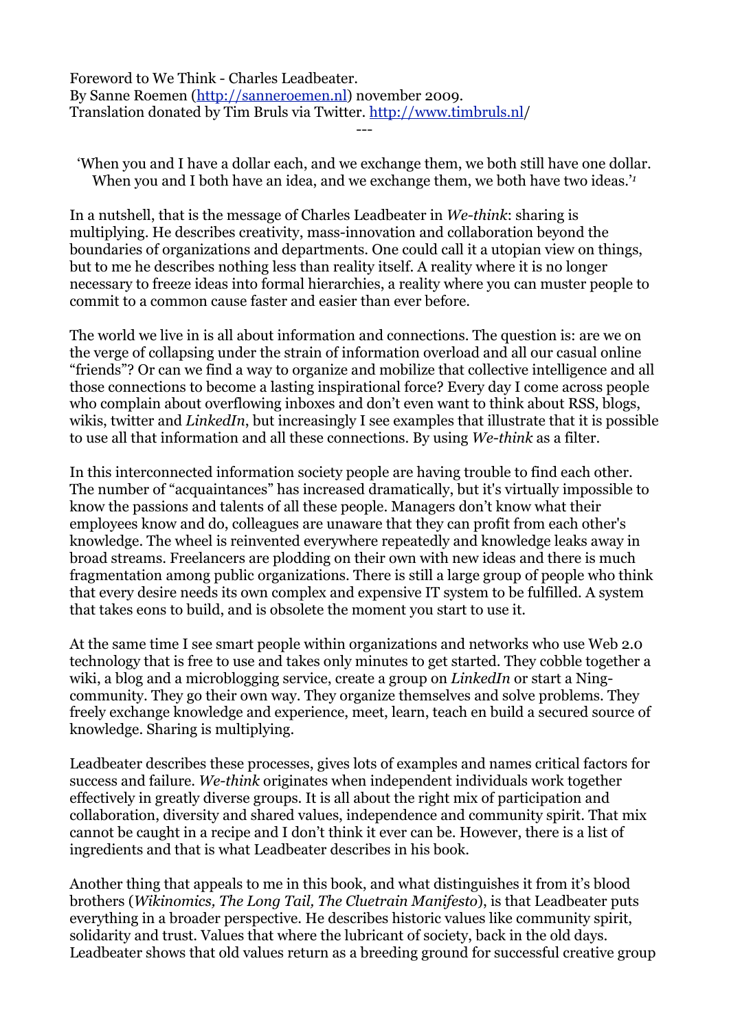Foreword to We Think - Charles Leadbeater.
By Sanne Roemen (http://sanneroemen.nl) november 2009.
Translation donated by Tim Bruls via Twitter. http://www.timbruls.nl/

---

'When you and I have a dollar each, and we exchange them, we both still have one dollar. When you and I both have an idea, and we exchange them, we both have two ideas.'[1]

In a nutshell, that is the message of Charles Leadbeater in *We-think*: sharing is multiplying. He describes creativity, mass-innovation and collaboration beyond the boundaries of organizations and departments. One could call it a utopian view on things, but to me he describes nothing less than reality itself. A reality where it is no longer necessary to freeze ideas into formal hierarchies, a reality where you can muster people to commit to a common cause faster and easier than ever before.

The world we live in is all about information and connections. The question is: are we on the verge of collapsing under the strain of information overload and all our casual online "friends"? Or can we find a way to organize and mobilize that collective intelligence and all those connections to become a lasting inspirational force? Every day I come across people who complain about overflowing inboxes and don't even want to think about RSS, blogs, wikis, twitter and *LinkedIn*, but increasingly I see examples that illustrate that it is possible to use all that information and all these connections. By using *We-think* as a filter.

In this interconnected information society people are having trouble to find each other. The number of "acquaintances" has increased dramatically, but it's virtually impossible to know the passions and talents of all these people. Managers don't know what their employees know and do, colleagues are unaware that they can profit from each other's knowledge. The wheel is reinvented everywhere repeatedly and knowledge leaks away in broad streams. Freelancers are plodding on their own with new ideas and there is much fragmentation among public organizations. There is still a large group of people who think that every desire needs its own complex and expensive IT system to be fulfilled. A system that takes eons to build, and is obsolete the moment you start to use it.

At the same time I see smart people within organizations and networks who use Web 2.0 technology that is free to use and takes only minutes to get started. They cobble together a wiki, a blog and a microblogging service, create a group on *LinkedIn* or start a Ning-community. They go their own way. They organize themselves and solve problems. They freely exchange knowledge and experience, meet, learn, teach en build a secured source of knowledge. Sharing is multiplying.

Leadbeater describes these processes, gives lots of examples and names critical factors for success and failure. *We-think* originates when independent individuals work together effectively in greatly diverse groups. It is all about the right mix of participation and collaboration, diversity and shared values, independence and community spirit. That mix cannot be caught in a recipe and I don't think it ever can be. However, there is a list of ingredients and that is what Leadbeater describes in his book.

Another thing that appeals to me in this book, and what distinguishes it from it's blood brothers (*Wikinomics, The Long Tail, The Cluetrain Manifesto*), is that Leadbeater puts everything in a broader perspective. He describes historic values like community spirit, solidarity and trust. Values that where the lubricant of society, back in the old days. Leadbeater shows that old values return as a breeding ground for successful creative group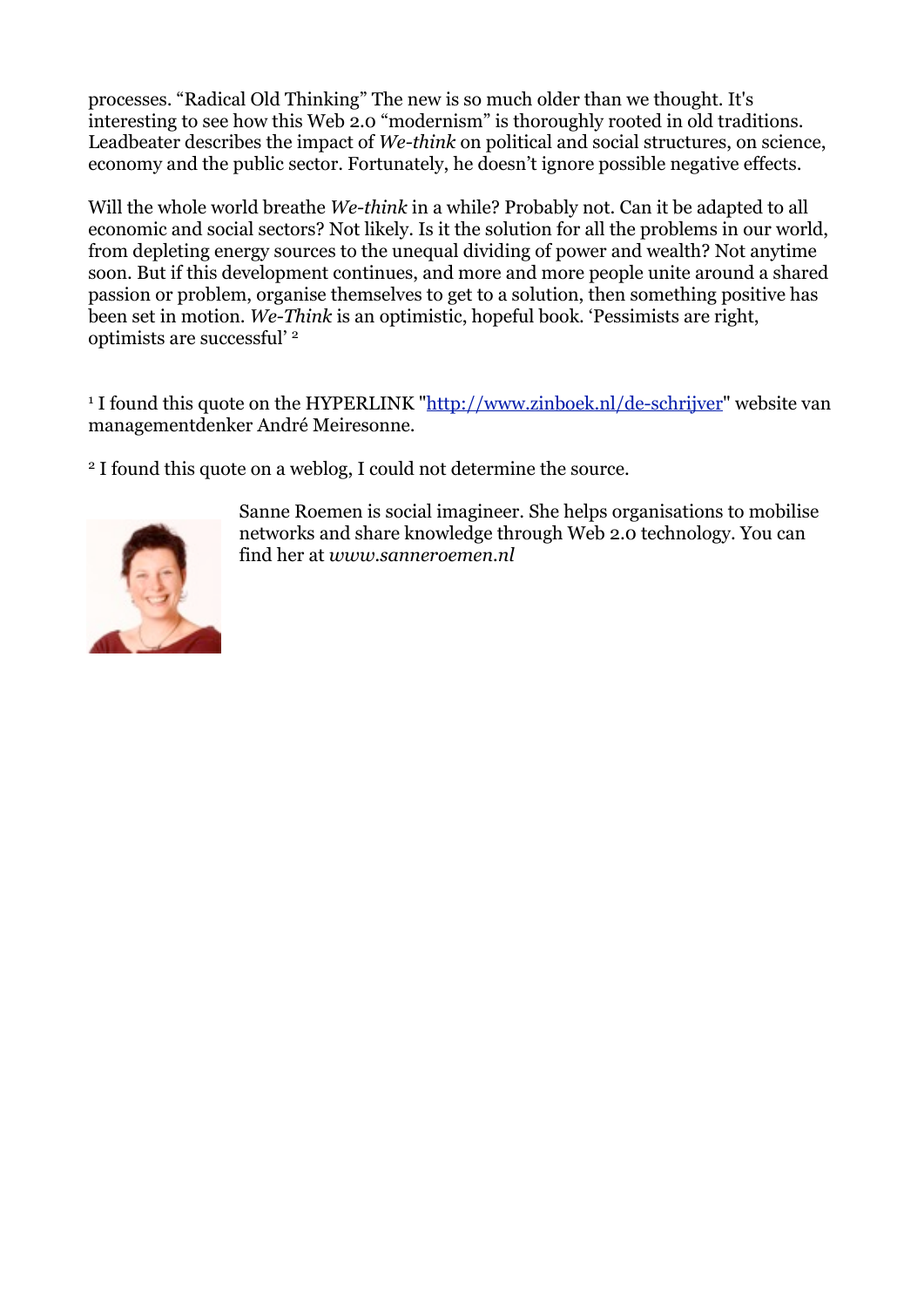processes. “Radical Old Thinking” The new is so much older than we thought. It's interesting to see how this Web 2.0 “modernism” is thoroughly rooted in old traditions. Leadbeater describes the impact of *We-think* on political and social structures, on science, economy and the public sector. Fortunately, he doesn’t ignore possible negative effects.

Will the whole world breathe *We-think* in a while? Probably not. Can it be adapted to all economic and social sectors? Not likely. Is it the solution for all the problems in our world, from depleting energy sources to the unequal dividing of power and wealth? Not anytime soon. But if this development continues, and more and more people unite around a shared passion or problem, organise themselves to get to a solution, then something positive has been set in motion. *We-Think* is an optimistic, hopeful book. ‘Pessimists are right, optimists are successful’ [2]

[1] I found this quote on the HYPERLINK "[http://www.zinboek.nl/de-schrijver](http://www.zinboek.nl/de-schrijver)" website van managementdenker André Meiresonne.

[2] I found this quote on a weblog, I could not determine the source.

Sanne Roemen is social imagineer. She helps organisations to mobilise networks and share knowledge through Web 2.0 technology. You can find her at *www.sanneroemen.nl*